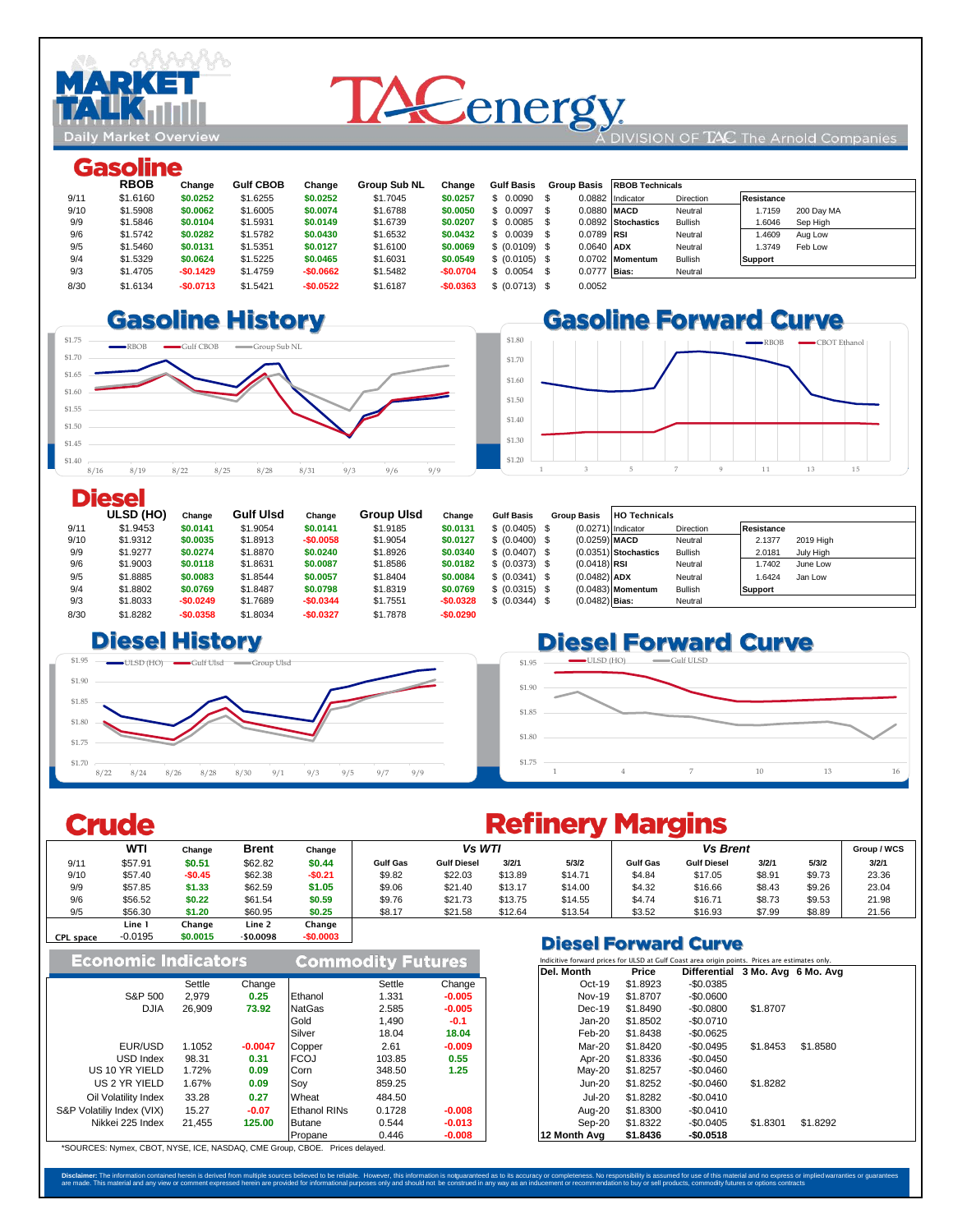# MARKET TALK

Daily Market Overview

TACenergy — A DIVISION OF TAC The Arnold Companies

## Gasoline

| | RBOB | Change | Gulf CBOB | Change | Group Sub NL | Change | Gulf Basis | Group Basis |
|---|---|---|---|---|---|---|---|---|
| 9/11 | $1.6160 | $0.0252 | $1.6255 | $0.0252 | $1.7045 | $0.0257 | $ 0.0090 | $ 0.0882 |
| 9/10 | $1.5908 | $0.0062 | $1.6005 | $0.0074 | $1.6788 | $0.0050 | $ 0.0097 | $ 0.0880 |
| 9/9 | $1.5846 | $0.0104 | $1.5931 | $0.0149 | $1.6739 | $0.0207 | $ 0.0085 | $ 0.0892 |
| 9/6 | $1.5742 | $0.0282 | $1.5782 | $0.0430 | $1.6532 | $0.0432 | $ 0.0039 | $ 0.0789 |
| 9/5 | $1.5460 | $0.0131 | $1.5351 | $0.0127 | $1.6100 | $0.0069 | $ (0.0109) | $ 0.0640 |
| 9/4 | $1.5329 | $0.0624 | $1.5225 | $0.0465 | $1.6031 | $0.0549 | $ (0.0105) | $ 0.0702 |
| 9/3 | $1.4705 | -$0.1429 | $1.4759 | -$0.0662 | $1.5482 | -$0.0704 | $ 0.0054 | $ 0.0777 |
| 8/30 | $1.6134 | -$0.0713 | $1.5421 | -$0.0522 | $1.6187 | -$0.0363 | $ (0.0713) | $ 0.0052 |

**RBOB Technicals**

| Indicator | Direction |
|---|---|
| MACD | Neutral |
| Stochastics | Bullish |
| RSI | Neutral |
| ADX | Neutral |
| Momentum | Bullish |
| Bias: | Neutral |

| Resistance | |
|---|---|
| 1.7159 | 200 Day MA |
| 1.6046 | Sep High |
| 1.4609 | Aug Low |
| 1.3749 | Feb Low |
| Support | |

### Gasoline History

### Gasoline Forward Curve

## Diesel

| | ULSD (HO) | Change | Gulf Ulsd | Change | Group Ulsd | Change | Gulf Basis | Group Basis |
|---|---|---|---|---|---|---|---|---|
| 9/11 | $1.9453 | $0.0141 | $1.9054 | $0.0141 | $1.9185 | $0.0131 | $ (0.0405) | $ (0.0271) |
| 9/10 | $1.9312 | $0.0035 | $1.8913 | -$0.0058 | $1.9054 | $0.0127 | $ (0.0400) | $ (0.0259) |
| 9/9 | $1.9277 | $0.0274 | $1.8870 | $0.0240 | $1.8926 | $0.0340 | $ (0.0407) | $ (0.0351) |
| 9/6 | $1.9003 | $0.0118 | $1.8631 | $0.0087 | $1.8586 | $0.0182 | $ (0.0373) | $ (0.0418) |
| 9/5 | $1.8885 | $0.0083 | $1.8544 | $0.0057 | $1.8404 | $0.0084 | $ (0.0341) | $ (0.0482) |
| 9/4 | $1.8802 | $0.0769 | $1.8487 | $0.0798 | $1.8319 | $0.0769 | $ (0.0315) | $ (0.0483) |
| 9/3 | $1.8033 | -$0.0249 | $1.7689 | -$0.0344 | $1.7551 | -$0.0328 | $ (0.0344) | $ (0.0482) |
| 8/30 | $1.8282 | -$0.0358 | $1.8034 | -$0.0327 | $1.7878 | -$0.0290 | | |

**HO Technicals**

| Indicator | Direction |
|---|---|
| MACD | Neutral |
| Stochastics | Bullish |
| RSI | Neutral |
| ADX | Neutral |
| Momentum | Bullish |
| Bias: | Neutral |

| Resistance | |
|---|---|
| 2.1377 | 2019 High |
| 2.0181 | July High |
| 1.7402 | June Low |
| 1.6424 | Jan Low |
| Support | |

### Diesel History

### Diesel Forward Curve

## Crude

| | WTI | Change | Brent | Change |
|---|---|---|---|---|
| 9/11 | $57.91 | $0.51 | $62.82 | $0.44 |
| 9/10 | $57.40 | -$0.45 | $62.38 | -$0.21 |
| 9/9 | $57.85 | $1.33 | $62.59 | $1.05 |
| 9/6 | $56.52 | $0.22 | $61.54 | $0.59 |
| 9/5 | $56.30 | $1.20 | $60.95 | $0.25 |
| | Line 1 | Change | Line 2 | Change |
| CPL space | -0.0195 | $0.0015 | -$0.0098 | -$0.0003 |

## Refinery Margins

| | Vs WTI | | | | Vs Brent | | | | Group / WCS |
|---|---|---|---|---|---|---|---|---|---|
| | Gulf Gas | Gulf Diesel | 3/2/1 | 5/3/2 | Gulf Gas | Gulf Diesel | 3/2/1 | 5/3/2 | 3/2/1 |
| 9/11 | $9.82 | $22.03 | $13.89 | $14.71 | $4.84 | $17.05 | $8.91 | $9.73 | 23.36 |
| 9/10 | $9.06 | $21.40 | $13.17 | $14.00 | $4.32 | $16.66 | $8.43 | $9.26 | 23.04 |
| 9/9 | $9.76 | $21.73 | $13.75 | $14.55 | $4.74 | $16.71 | $8.73 | $9.53 | 21.98 |
| 9/6 | $8.17 | $21.58 | $12.64 | $13.54 | $3.52 | $16.93 | $7.99 | $8.89 | 21.56 |

## Economic Indicators

| | Settle | Change |
|---|---|---|
| S&P 500 | 2,979 | 0.25 |
| DJIA | 26,909 | 73.92 |
| EUR/USD | 1.1052 | -0.0047 |
| USD Index | 98.31 | 0.31 |
| US 10 YR YIELD | 1.72% | 0.09 |
| US 2 YR YIELD | 1.67% | 0.09 |
| Oil Volatility Index | 33.28 | 0.27 |
| S&P Volatiliy Index (VIX) | 15.27 | -0.07 |
| Nikkei 225 Index | 21,455 | 125.00 |

## Commodity Futures

| | Settle | Change |
|---|---|---|
| Ethanol | 1.331 | -0.005 |
| NatGas | 2.585 | -0.005 |
| Gold | 1,490 | -0.1 |
| Silver | 18.04 | 18.04 |
| Copper | 2.61 | -0.009 |
| FCOJ | 103.85 | 0.55 |
| Corn | 348.50 | 1.25 |
| Soy | 859.25 | |
| Wheat | 484.50 | |
| Ethanol RINs | 0.1728 | -0.008 |
| Butane | 0.544 | -0.013 |
| Propane | 0.446 | -0.008 |

*SOURCES: Nymex, CBOT, NYSE, ICE, NASDAQ, CME Group, CBOE. Prices delayed.

## Diesel Forward Curve

Indicitive forward prices for ULSD at Gulf Coast area origin points. Prices are estimates only.

| Del. Month | Price | Differential | 3 Mo. Avg | 6 Mo. Avg |
|---|---|---|---|---|
| Oct-19 | $1.8923 | -$0.0385 | | |
| Nov-19 | $1.8707 | -$0.0600 | | |
| Dec-19 | $1.8490 | -$0.0800 | $1.8707 | |
| Jan-20 | $1.8502 | -$0.0710 | | |
| Feb-20 | $1.8438 | -$0.0625 | | |
| Mar-20 | $1.8420 | -$0.0495 | $1.8453 | $1.8580 |
| Apr-20 | $1.8336 | -$0.0450 | | |
| May-20 | $1.8257 | -$0.0460 | | |
| Jun-20 | $1.8252 | -$0.0460 | $1.8282 | |
| Jul-20 | $1.8282 | -$0.0410 | | |
| Aug-20 | $1.8300 | -$0.0410 | | |
| Sep-20 | $1.8322 | -$0.0405 | $1.8301 | $1.8292 |
| 12 Month Avg | $1.8436 | -$0.0518 | | |

**Disclaimer:** The information contained herein is derived from multiple sources believed to be reliable. However, this information is notguaranteed as to its accuracy or completeness. No responsibility is assumed for use of this material and no express or implied warranties or guarantees are made. This material and any view or comment expressed herein are provided for informational purposes only and should not be construed in any way as an inducement or recommendation to buy or sell products, commodity futures or options contracts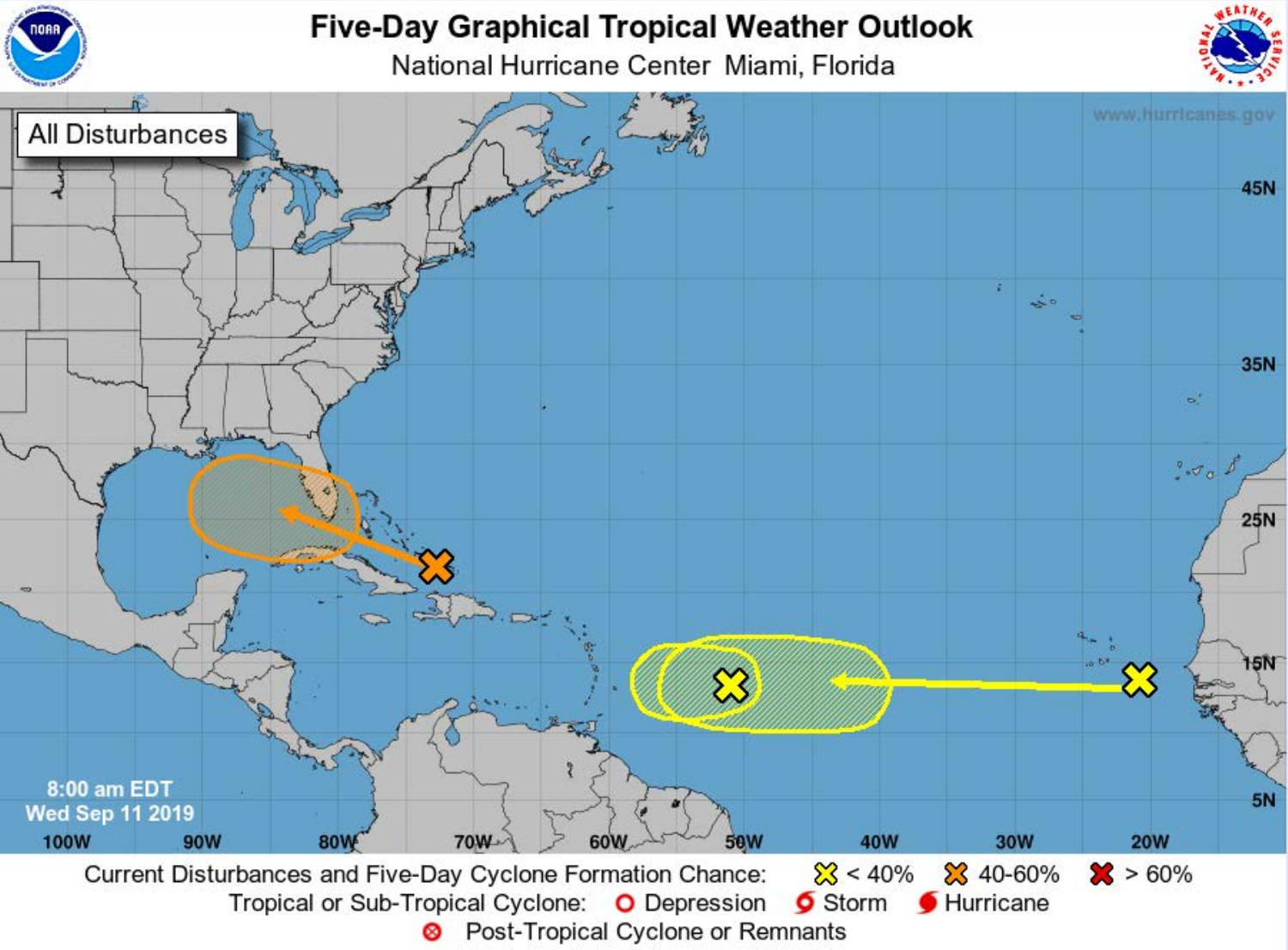# Five-Day Graphical Tropical Weather Outlook

National Hurricane Center Miami, Florida

www.hurricanes.gov

All Disturbances

45N

35N

25N

15N

5N

100W 90W 80W 70W 60W 50W 40W 30W 20W

8:00 am EDT
Wed Sep 11 2019

Current Disturbances and Five-Day Cyclone Formation Chance: < 40% 40-60% > 60%

Tropical or Sub-Tropical Cyclone: Depression Storm Hurricane

Post-Tropical Cyclone or Remnants